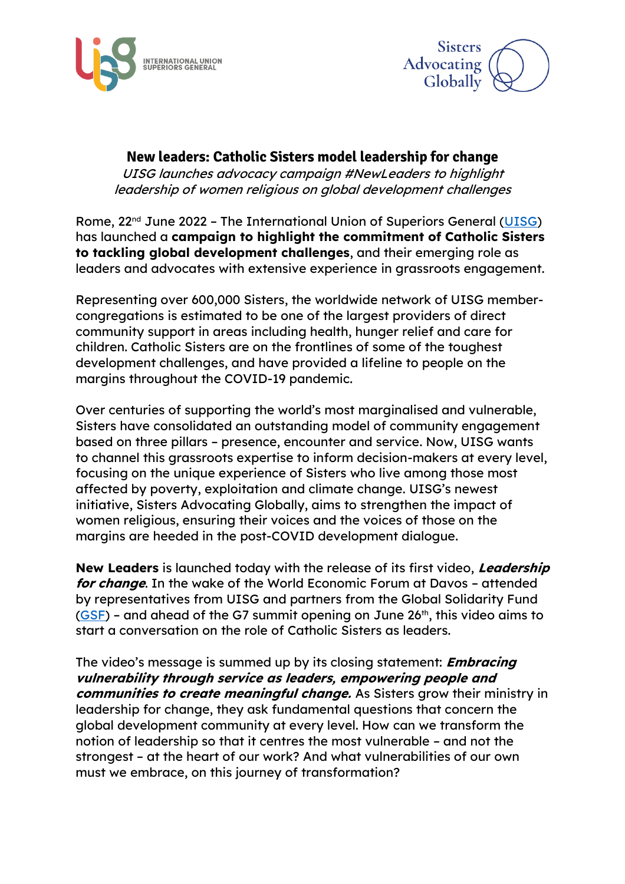INTERNATIONAL UNION SUPERIORS GENERAL

Sisters Advocating Globally

# New leaders: Catholic Sisters model leadership for change

*UISG launches advocacy campaign #NewLeaders to highlight leadership of women religious on global development challenges*

Rome, 22nd June 2022 – The International Union of Superiors General (UISG) has launched a **campaign to highlight the commitment of Catholic Sisters to tackling global development challenges**, and their emerging role as leaders and advocates with extensive experience in grassroots engagement.

Representing over 600,000 Sisters, the worldwide network of UISG member-congregations is estimated to be one of the largest providers of direct community support in areas including health, hunger relief and care for children. Catholic Sisters are on the frontlines of some of the toughest development challenges, and have provided a lifeline to people on the margins throughout the COVID-19 pandemic.

Over centuries of supporting the world's most marginalised and vulnerable, Sisters have consolidated an outstanding model of community engagement based on three pillars – presence, encounter and service. Now, UISG wants to channel this grassroots expertise to inform decision-makers at every level, focusing on the unique experience of Sisters who live among those most affected by poverty, exploitation and climate change. UISG's newest initiative, Sisters Advocating Globally, aims to strengthen the impact of women religious, ensuring their voices and the voices of those on the margins are heeded in the post-COVID development dialogue.

**New Leaders** is launched today with the release of its first video, ***Leadership for change***. In the wake of the World Economic Forum at Davos – attended by representatives from UISG and partners from the Global Solidarity Fund (GSF) – and ahead of the G7 summit opening on June 26th, this video aims to start a conversation on the role of Catholic Sisters as leaders.

The video's message is summed up by its closing statement: ***Embracing vulnerability through service as leaders, empowering people and communities to create meaningful change.*** As Sisters grow their ministry in leadership for change, they ask fundamental questions that concern the global development community at every level. How can we transform the notion of leadership so that it centres the most vulnerable – and not the strongest – at the heart of our work? And what vulnerabilities of our own must we embrace, on this journey of transformation?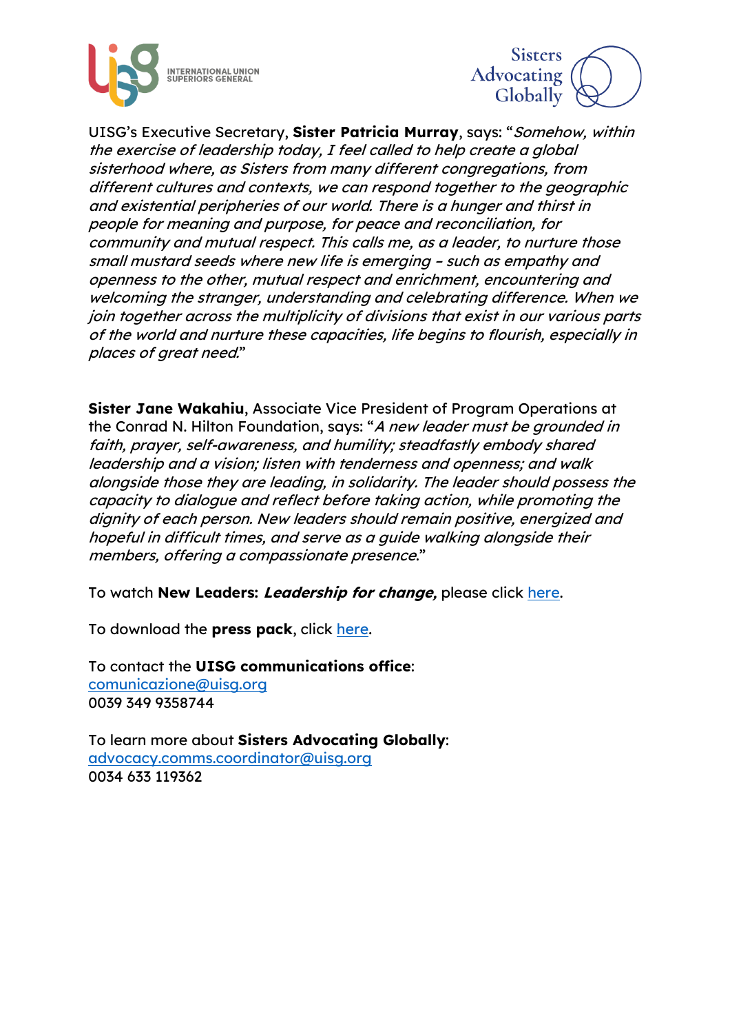UISG's Executive Secretary, **Sister Patricia Murray**, says: "*Somehow, within the exercise of leadership today, I feel called to help create a global sisterhood where, as Sisters from many different congregations, from different cultures and contexts, we can respond together to the geographic and existential peripheries of our world. There is a hunger and thirst in people for meaning and purpose, for peace and reconciliation, for community and mutual respect. This calls me, as a leader, to nurture those small mustard seeds where new life is emerging – such as empathy and openness to the other, mutual respect and enrichment, encountering and welcoming the stranger, understanding and celebrating difference. When we join together across the multiplicity of divisions that exist in our various parts of the world and nurture these capacities, life begins to flourish, especially in places of great need.*"

**Sister Jane Wakahiu**, Associate Vice President of Program Operations at the Conrad N. Hilton Foundation, says: "*A new leader must be grounded in faith, prayer, self-awareness, and humility; steadfastly embody shared leadership and a vision; listen with tenderness and openness; and walk alongside those they are leading, in solidarity. The leader should possess the capacity to dialogue and reflect before taking action, while promoting the dignity of each person. New leaders should remain positive, energized and hopeful in difficult times, and serve as a guide walking alongside their members, offering a compassionate presence.*"

To watch **New Leaders: *Leadership for change,*** please click here.

To download the **press pack**, click here.

To contact the **UISG communications office**:
comunicazione@uisg.org
0039 349 9358744

To learn more about **Sisters Advocating Globally**:
advocacy.comms.coordinator@uisg.org
0034 633 119362